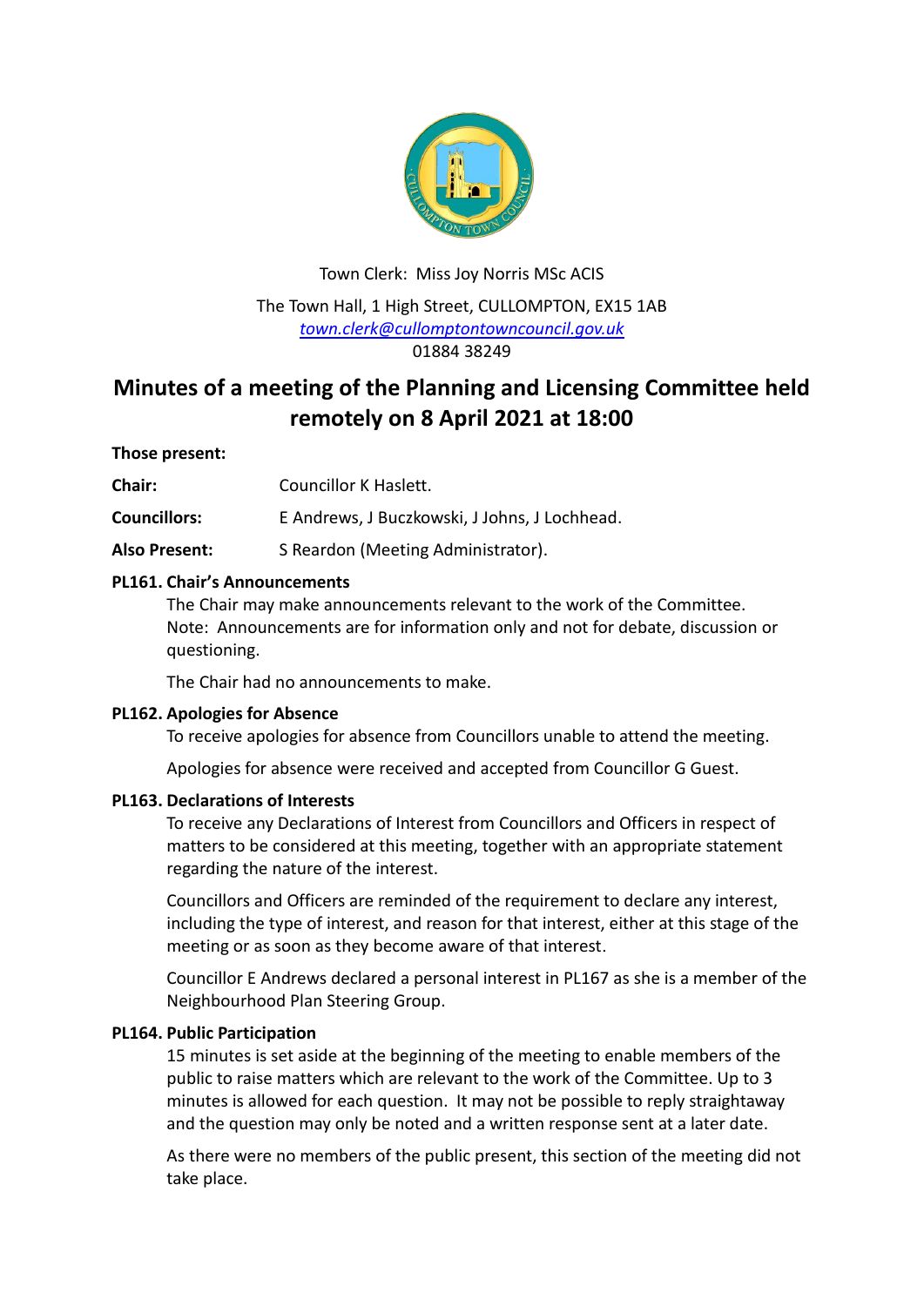Town Clerk: Miss Joy Norris MSc ACIS

The Town Hall, 1 High Street, CULLOMPTON, EX15 1AB
*town.clerk@cullomptontowncouncil.gov.uk*
01884 38249

# Minutes of a meeting of the Planning and Licensing Committee held remotely on 8 April 2021 at 18:00

**Those present:**

**Chair:** Councillor K Haslett.

**Councillors:** E Andrews, J Buczkowski, J Johns, J Lochhead.

**Also Present:** S Reardon (Meeting Administrator).

**PL161. Chair's Announcements**

The Chair may make announcements relevant to the work of the Committee. Note: Announcements are for information only and not for debate, discussion or questioning.

The Chair had no announcements to make.

**PL162. Apologies for Absence**

To receive apologies for absence from Councillors unable to attend the meeting.

Apologies for absence were received and accepted from Councillor G Guest.

**PL163. Declarations of Interests**

To receive any Declarations of Interest from Councillors and Officers in respect of matters to be considered at this meeting, together with an appropriate statement regarding the nature of the interest.

Councillors and Officers are reminded of the requirement to declare any interest, including the type of interest, and reason for that interest, either at this stage of the meeting or as soon as they become aware of that interest.

Councillor E Andrews declared a personal interest in PL167 as she is a member of the Neighbourhood Plan Steering Group.

**PL164. Public Participation**

15 minutes is set aside at the beginning of the meeting to enable members of the public to raise matters which are relevant to the work of the Committee. Up to 3 minutes is allowed for each question. It may not be possible to reply straightaway and the question may only be noted and a written response sent at a later date.

As there were no members of the public present, this section of the meeting did not take place.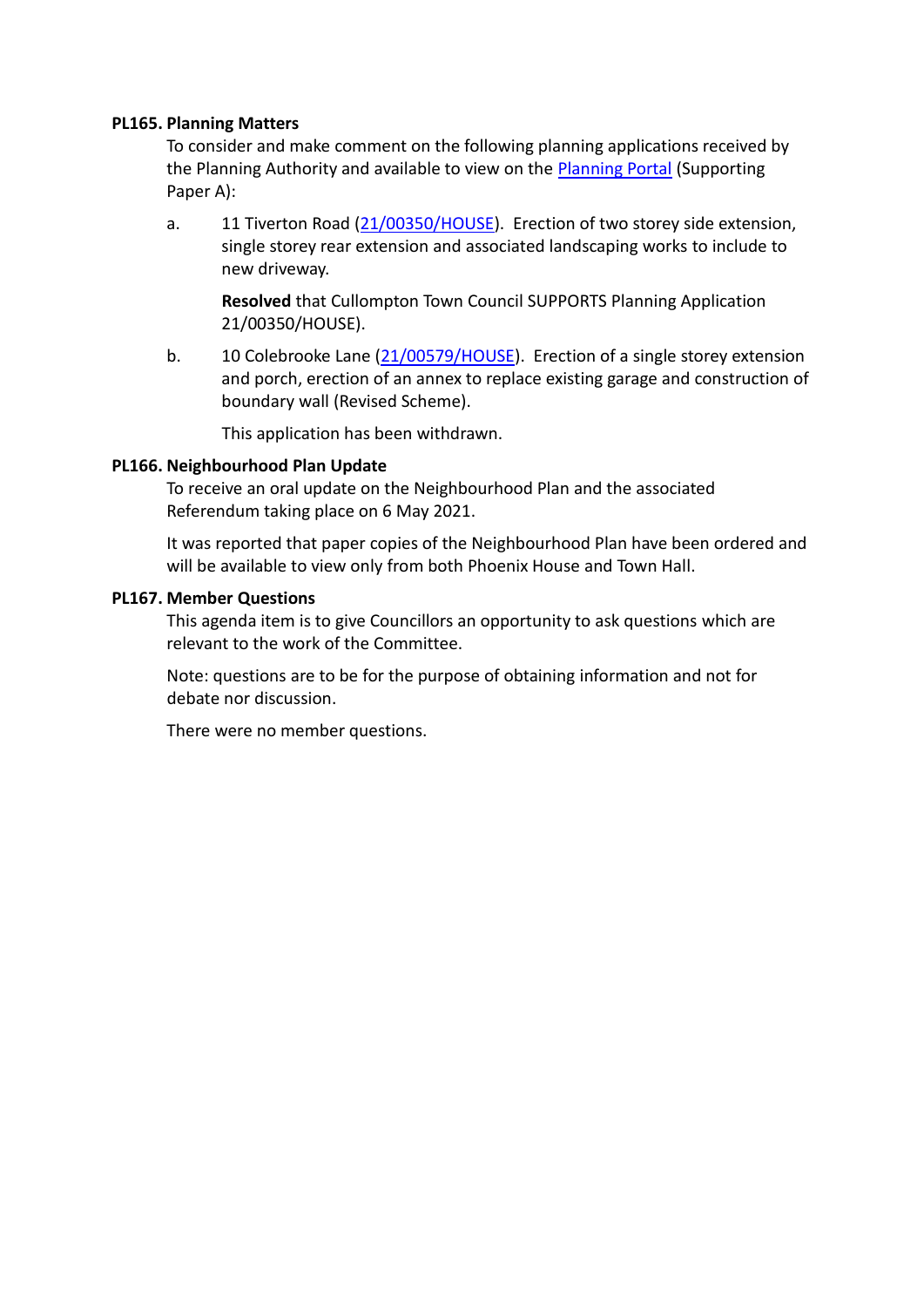**PL165. Planning Matters**

To consider and make comment on the following planning applications received by the Planning Authority and available to view on the Planning Portal (Supporting Paper A):

a. 11 Tiverton Road (21/00350/HOUSE). Erection of two storey side extension, single storey rear extension and associated landscaping works to include to new driveway.

**Resolved** that Cullompton Town Council SUPPORTS Planning Application 21/00350/HOUSE).

b. 10 Colebrooke Lane (21/00579/HOUSE). Erection of a single storey extension and porch, erection of an annex to replace existing garage and construction of boundary wall (Revised Scheme).

This application has been withdrawn.

**PL166. Neighbourhood Plan Update**

To receive an oral update on the Neighbourhood Plan and the associated Referendum taking place on 6 May 2021.

It was reported that paper copies of the Neighbourhood Plan have been ordered and will be available to view only from both Phoenix House and Town Hall.

**PL167. Member Questions**

This agenda item is to give Councillors an opportunity to ask questions which are relevant to the work of the Committee.

Note: questions are to be for the purpose of obtaining information and not for debate nor discussion.

There were no member questions.